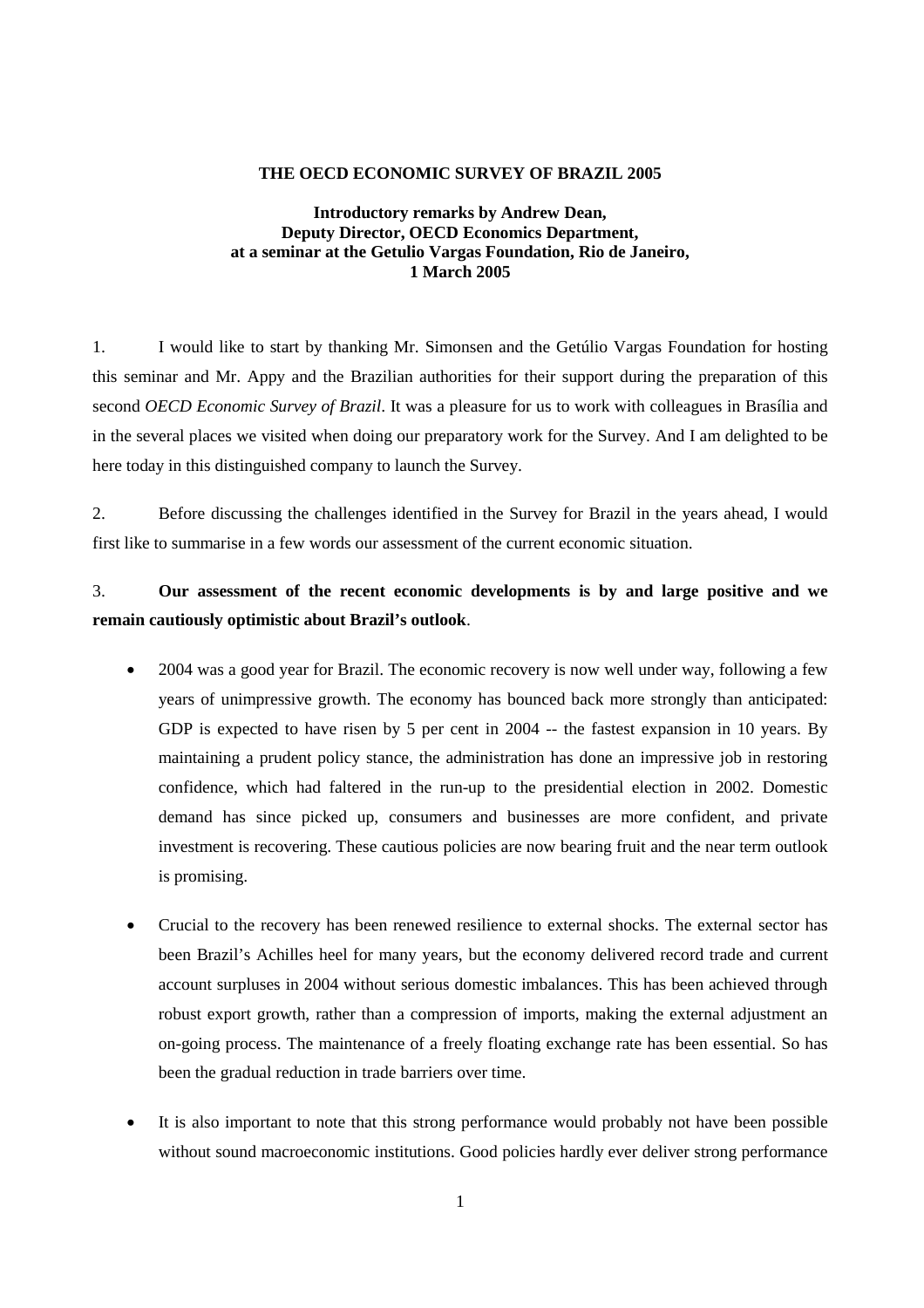**THE OECD ECONOMIC SURVEY OF BRAZIL 2005**

**Introductory remarks by Andrew Dean, Deputy Director, OECD Economics Department, at a seminar at the Getulio Vargas Foundation, Rio de Janeiro, 1 March 2005**

1. I would like to start by thanking Mr. Simonsen and the Getúlio Vargas Foundation for hosting this seminar and Mr. Appy and the Brazilian authorities for their support during the preparation of this second *OECD Economic Survey of Brazil*. It was a pleasure for us to work with colleagues in Brasília and in the several places we visited when doing our preparatory work for the Survey. And I am delighted to be here today in this distinguished company to launch the Survey.

2. Before discussing the challenges identified in the Survey for Brazil in the years ahead, I would first like to summarise in a few words our assessment of the current economic situation.

3. **Our assessment of the recent economic developments is by and large positive and we remain cautiously optimistic about Brazil's outlook**.

- 2004 was a good year for Brazil. The economic recovery is now well under way, following a few years of unimpressive growth. The economy has bounced back more strongly than anticipated: GDP is expected to have risen by 5 per cent in 2004 -- the fastest expansion in 10 years. By maintaining a prudent policy stance, the administration has done an impressive job in restoring confidence, which had faltered in the run-up to the presidential election in 2002. Domestic demand has since picked up, consumers and businesses are more confident, and private investment is recovering. These cautious policies are now bearing fruit and the near term outlook is promising.

- Crucial to the recovery has been renewed resilience to external shocks. The external sector has been Brazil's Achilles heel for many years, but the economy delivered record trade and current account surpluses in 2004 without serious domestic imbalances. This has been achieved through robust export growth, rather than a compression of imports, making the external adjustment an on-going process. The maintenance of a freely floating exchange rate has been essential. So has been the gradual reduction in trade barriers over time.

- It is also important to note that this strong performance would probably not have been possible without sound macroeconomic institutions. Good policies hardly ever deliver strong performance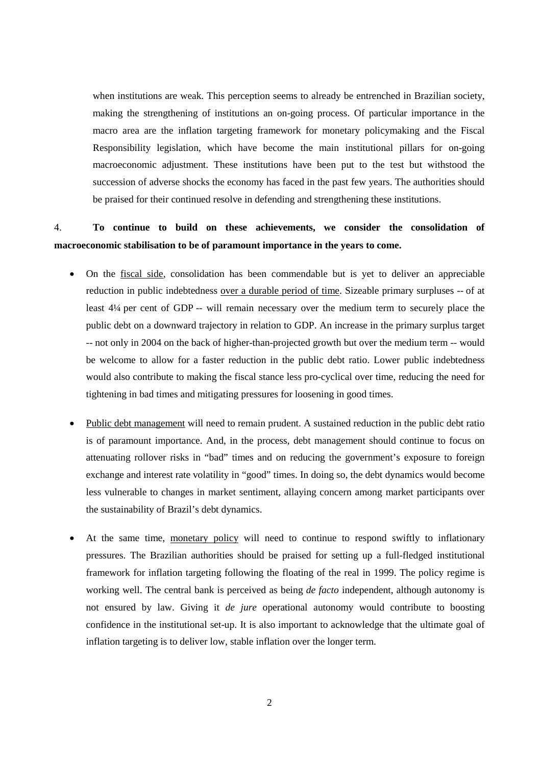when institutions are weak. This perception seems to already be entrenched in Brazilian society, making the strengthening of institutions an on-going process. Of particular importance in the macro area are the inflation targeting framework for monetary policymaking and the Fiscal Responsibility legislation, which have become the main institutional pillars for on-going macroeconomic adjustment. These institutions have been put to the test but withstood the succession of adverse shocks the economy has faced in the past few years. The authorities should be praised for their continued resolve in defending and strengthening these institutions.

4. **To continue to build on these achievements, we consider the consolidation of macroeconomic stabilisation to be of paramount importance in the years to come.**

- On the <u>fiscal side</u>, consolidation has been commendable but is yet to deliver an appreciable reduction in public indebtedness <u>over a durable period of time</u>. Sizeable primary surpluses -- of at least 4¼ per cent of GDP -- will remain necessary over the medium term to securely place the public debt on a downward trajectory in relation to GDP. An increase in the primary surplus target -- not only in 2004 on the back of higher-than-projected growth but over the medium term -- would be welcome to allow for a faster reduction in the public debt ratio. Lower public indebtedness would also contribute to making the fiscal stance less pro-cyclical over time, reducing the need for tightening in bad times and mitigating pressures for loosening in good times.

- <u>Public debt management</u> will need to remain prudent. A sustained reduction in the public debt ratio is of paramount importance. And, in the process, debt management should continue to focus on attenuating rollover risks in "bad" times and on reducing the government's exposure to foreign exchange and interest rate volatility in "good" times. In doing so, the debt dynamics would become less vulnerable to changes in market sentiment, allaying concern among market participants over the sustainability of Brazil's debt dynamics.

- At the same time, <u>monetary policy</u> will need to continue to respond swiftly to inflationary pressures. The Brazilian authorities should be praised for setting up a full-fledged institutional framework for inflation targeting following the floating of the real in 1999. The policy regime is working well. The central bank is perceived as being *de facto* independent, although autonomy is not ensured by law. Giving it *de jure* operational autonomy would contribute to boosting confidence in the institutional set-up. It is also important to acknowledge that the ultimate goal of inflation targeting is to deliver low, stable inflation over the longer term.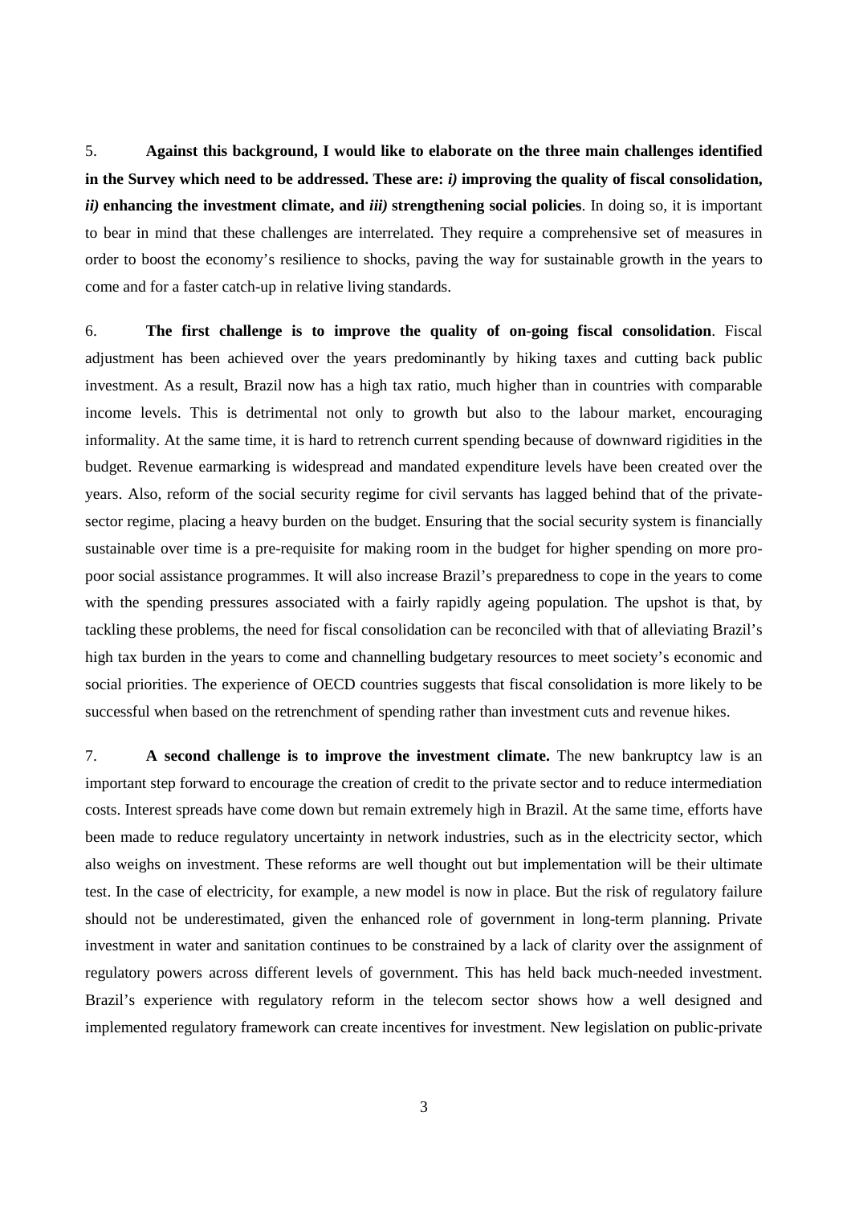5. **Against this background, I would like to elaborate on the three main challenges identified in the Survey which need to be addressed. These are: *i)* improving the quality of fiscal consolidation, *ii)* enhancing the investment climate, and *iii)* strengthening social policies**. In doing so, it is important to bear in mind that these challenges are interrelated. They require a comprehensive set of measures in order to boost the economy's resilience to shocks, paving the way for sustainable growth in the years to come and for a faster catch-up in relative living standards.

6. **The first challenge is to improve the quality of on-going fiscal consolidation**. Fiscal adjustment has been achieved over the years predominantly by hiking taxes and cutting back public investment. As a result, Brazil now has a high tax ratio, much higher than in countries with comparable income levels. This is detrimental not only to growth but also to the labour market, encouraging informality. At the same time, it is hard to retrench current spending because of downward rigidities in the budget. Revenue earmarking is widespread and mandated expenditure levels have been created over the years. Also, reform of the social security regime for civil servants has lagged behind that of the private-sector regime, placing a heavy burden on the budget. Ensuring that the social security system is financially sustainable over time is a pre-requisite for making room in the budget for higher spending on more pro-poor social assistance programmes. It will also increase Brazil's preparedness to cope in the years to come with the spending pressures associated with a fairly rapidly ageing population. The upshot is that, by tackling these problems, the need for fiscal consolidation can be reconciled with that of alleviating Brazil's high tax burden in the years to come and channelling budgetary resources to meet society's economic and social priorities. The experience of OECD countries suggests that fiscal consolidation is more likely to be successful when based on the retrenchment of spending rather than investment cuts and revenue hikes.

7. **A second challenge is to improve the investment climate.** The new bankruptcy law is an important step forward to encourage the creation of credit to the private sector and to reduce intermediation costs. Interest spreads have come down but remain extremely high in Brazil. At the same time, efforts have been made to reduce regulatory uncertainty in network industries, such as in the electricity sector, which also weighs on investment. These reforms are well thought out but implementation will be their ultimate test. In the case of electricity, for example, a new model is now in place. But the risk of regulatory failure should not be underestimated, given the enhanced role of government in long-term planning. Private investment in water and sanitation continues to be constrained by a lack of clarity over the assignment of regulatory powers across different levels of government. This has held back much-needed investment. Brazil's experience with regulatory reform in the telecom sector shows how a well designed and implemented regulatory framework can create incentives for investment. New legislation on public-private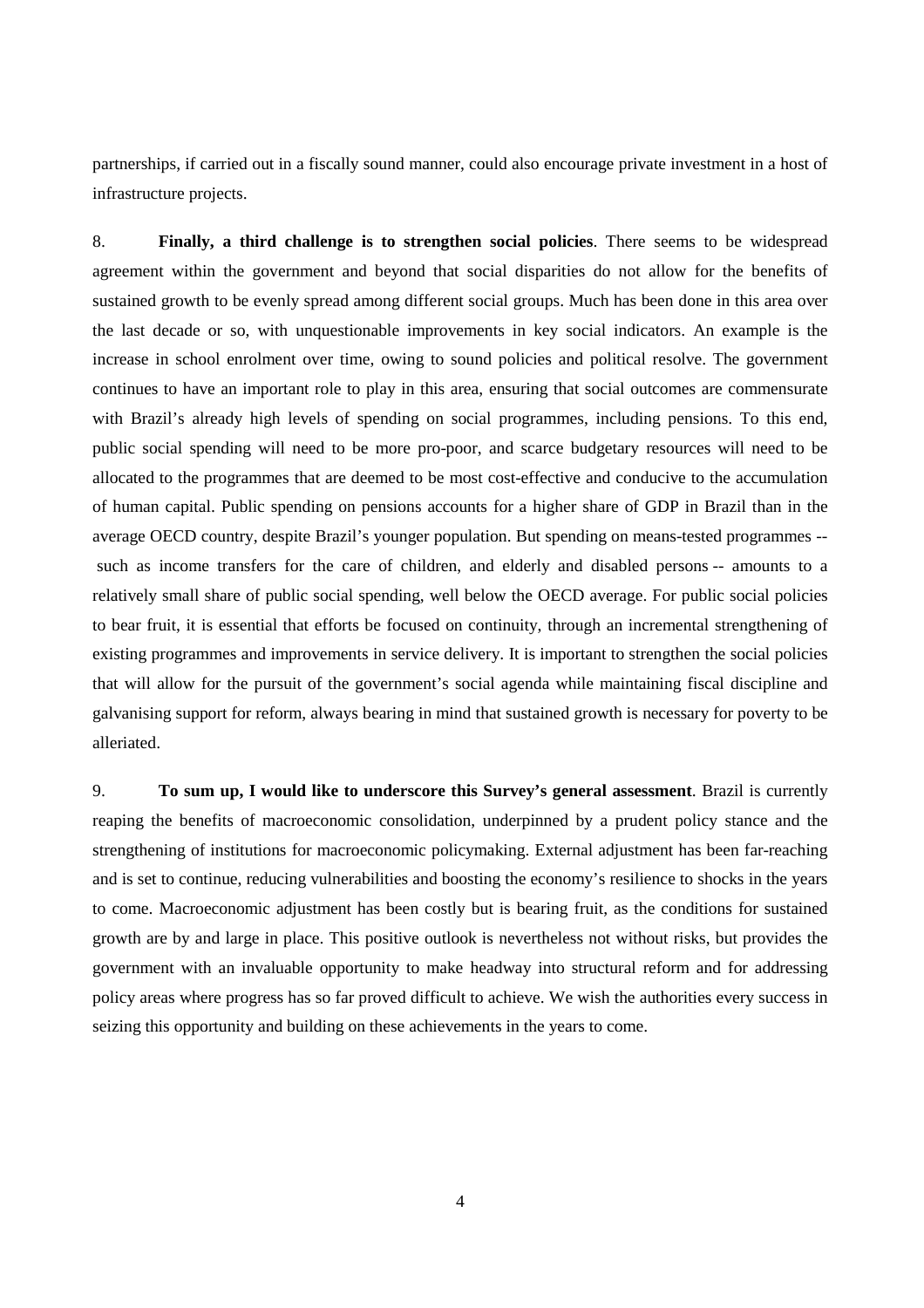partnerships, if carried out in a fiscally sound manner, could also encourage private investment in a host of infrastructure projects.

8. **Finally, a third challenge is to strengthen social policies**. There seems to be widespread agreement within the government and beyond that social disparities do not allow for the benefits of sustained growth to be evenly spread among different social groups. Much has been done in this area over the last decade or so, with unquestionable improvements in key social indicators. An example is the increase in school enrolment over time, owing to sound policies and political resolve. The government continues to have an important role to play in this area, ensuring that social outcomes are commensurate with Brazil's already high levels of spending on social programmes, including pensions. To this end, public social spending will need to be more pro-poor, and scarce budgetary resources will need to be allocated to the programmes that are deemed to be most cost-effective and conducive to the accumulation of human capital. Public spending on pensions accounts for a higher share of GDP in Brazil than in the average OECD country, despite Brazil's younger population. But spending on means-tested programmes -- such as income transfers for the care of children, and elderly and disabled persons -- amounts to a relatively small share of public social spending, well below the OECD average. For public social policies to bear fruit, it is essential that efforts be focused on continuity, through an incremental strengthening of existing programmes and improvements in service delivery. It is important to strengthen the social policies that will allow for the pursuit of the government's social agenda while maintaining fiscal discipline and galvanising support for reform, always bearing in mind that sustained growth is necessary for poverty to be alleriated.

9. **To sum up, I would like to underscore this Survey's general assessment**. Brazil is currently reaping the benefits of macroeconomic consolidation, underpinned by a prudent policy stance and the strengthening of institutions for macroeconomic policymaking. External adjustment has been far-reaching and is set to continue, reducing vulnerabilities and boosting the economy's resilience to shocks in the years to come. Macroeconomic adjustment has been costly but is bearing fruit, as the conditions for sustained growth are by and large in place. This positive outlook is nevertheless not without risks, but provides the government with an invaluable opportunity to make headway into structural reform and for addressing policy areas where progress has so far proved difficult to achieve. We wish the authorities every success in seizing this opportunity and building on these achievements in the years to come.